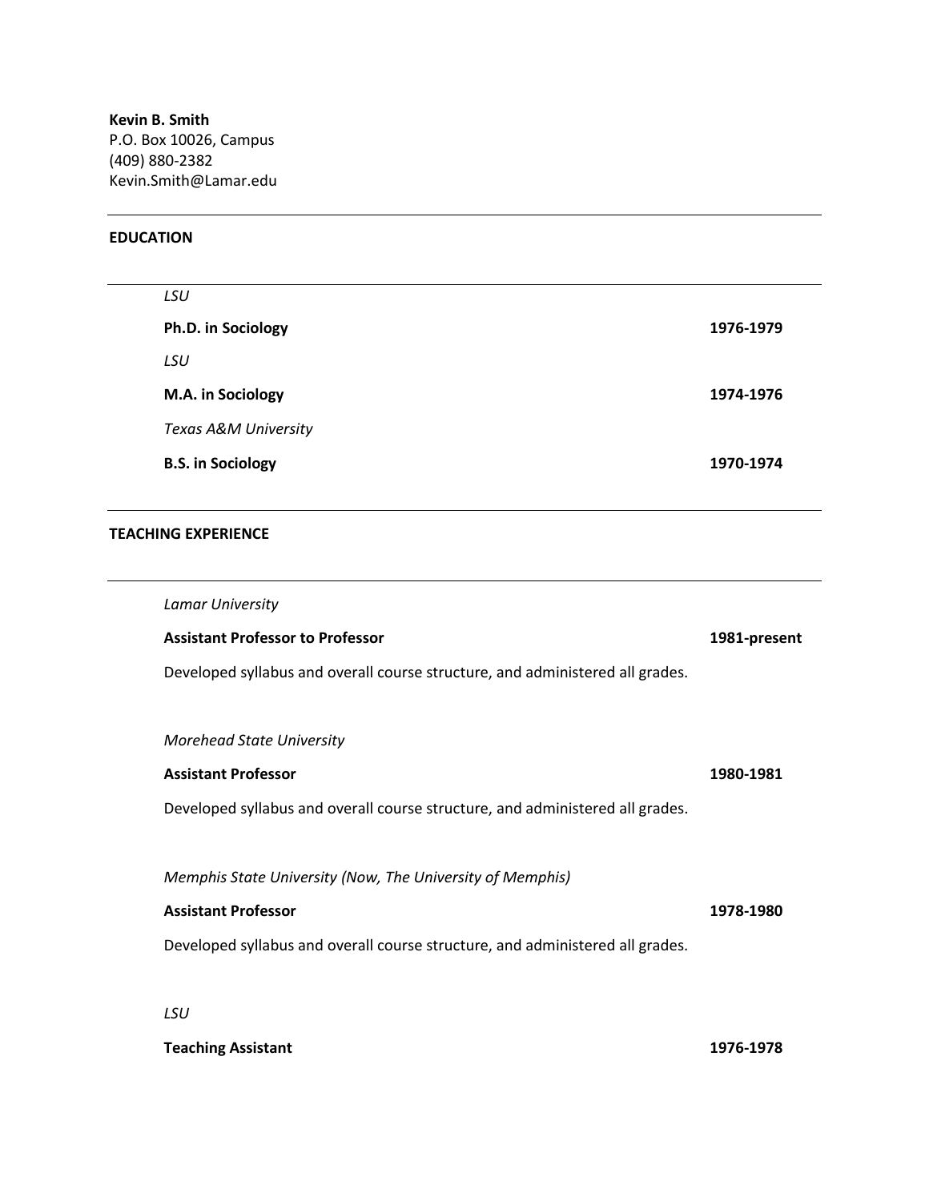**Kevin B. Smith**
P.O. Box 10026, Campus
(409) 880-2382
Kevin.Smith@Lamar.edu

---

## EDUCATION

---

*LSU*

**Ph.D. in Sociology** **1976-1979**

*LSU*

**M.A. in Sociology** **1974-1976**

*Texas A&M University*

**B.S. in Sociology** **1970-1974**

---

## TEACHING EXPERIENCE

---

*Lamar University*

**Assistant Professor to Professor** **1981-present**

Developed syllabus and overall course structure, and administered all grades.

*Morehead State University*

**Assistant Professor** **1980-1981**

Developed syllabus and overall course structure, and administered all grades.

*Memphis State University (Now, The University of Memphis)*

**Assistant Professor** **1978-1980**

Developed syllabus and overall course structure, and administered all grades.

*LSU*

**Teaching Assistant** **1976-1978**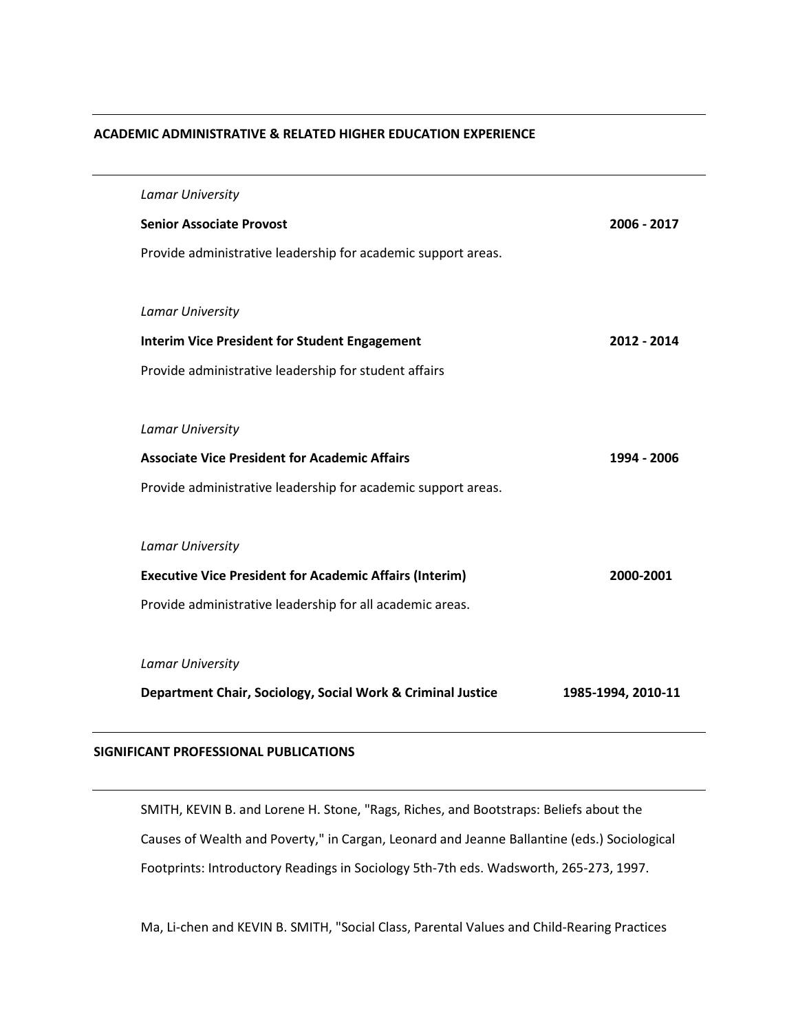## ACADEMIC ADMINISTRATIVE & RELATED HIGHER EDUCATION EXPERIENCE

*Lamar University*

**Senior Associate Provost** **2006 - 2017**

Provide administrative leadership for academic support areas.

*Lamar University*

**Interim Vice President for Student Engagement** **2012 - 2014**

Provide administrative leadership for student affairs

*Lamar University*

**Associate Vice President for Academic Affairs** **1994 - 2006**

Provide administrative leadership for academic support areas.

*Lamar University*

**Executive Vice President for Academic Affairs (Interim)** **2000-2001**

Provide administrative leadership for all academic areas.

*Lamar University*

**Department Chair, Sociology, Social Work & Criminal Justice** **1985-1994, 2010-11**

## SIGNIFICANT PROFESSIONAL PUBLICATIONS

SMITH, KEVIN B. and Lorene H. Stone, "Rags, Riches, and Bootstraps: Beliefs about the Causes of Wealth and Poverty," in Cargan, Leonard and Jeanne Ballantine (eds.) Sociological Footprints: Introductory Readings in Sociology 5th-7th eds. Wadsworth, 265-273, 1997.

Ma, Li-chen and KEVIN B. SMITH, "Social Class, Parental Values and Child-Rearing Practices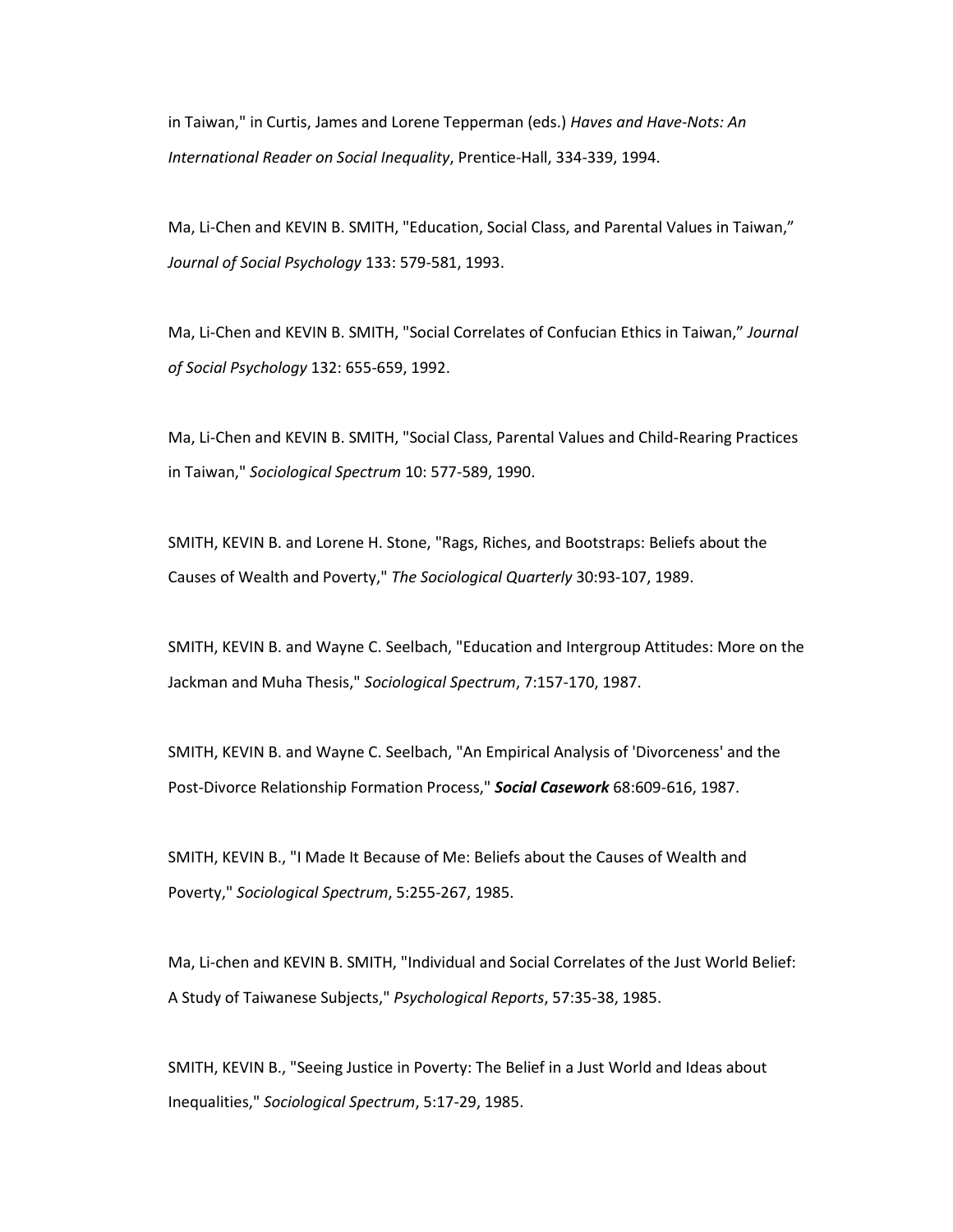in Taiwan," in Curtis, James and Lorene Tepperman (eds.) *Haves and Have-Nots: An International Reader on Social Inequality*, Prentice-Hall, 334-339, 1994.

Ma, Li-Chen and KEVIN B. SMITH, "Education, Social Class, and Parental Values in Taiwan," *Journal of Social Psychology* 133: 579-581, 1993.

Ma, Li-Chen and KEVIN B. SMITH, "Social Correlates of Confucian Ethics in Taiwan," *Journal of Social Psychology* 132: 655-659, 1992.

Ma, Li-Chen and KEVIN B. SMITH, "Social Class, Parental Values and Child-Rearing Practices in Taiwan," *Sociological Spectrum* 10: 577-589, 1990.

SMITH, KEVIN B. and Lorene H. Stone, "Rags, Riches, and Bootstraps: Beliefs about the Causes of Wealth and Poverty," *The Sociological Quarterly* 30:93-107, 1989.

SMITH, KEVIN B. and Wayne C. Seelbach, "Education and Intergroup Attitudes: More on the Jackman and Muha Thesis," *Sociological Spectrum*, 7:157-170, 1987.

SMITH, KEVIN B. and Wayne C. Seelbach, "An Empirical Analysis of 'Divorceness' and the Post-Divorce Relationship Formation Process," ***Social Casework*** 68:609-616, 1987.

SMITH, KEVIN B., "I Made It Because of Me: Beliefs about the Causes of Wealth and Poverty," *Sociological Spectrum*, 5:255-267, 1985.

Ma, Li-chen and KEVIN B. SMITH, "Individual and Social Correlates of the Just World Belief: A Study of Taiwanese Subjects," *Psychological Reports*, 57:35-38, 1985.

SMITH, KEVIN B., "Seeing Justice in Poverty: The Belief in a Just World and Ideas about Inequalities," *Sociological Spectrum*, 5:17-29, 1985.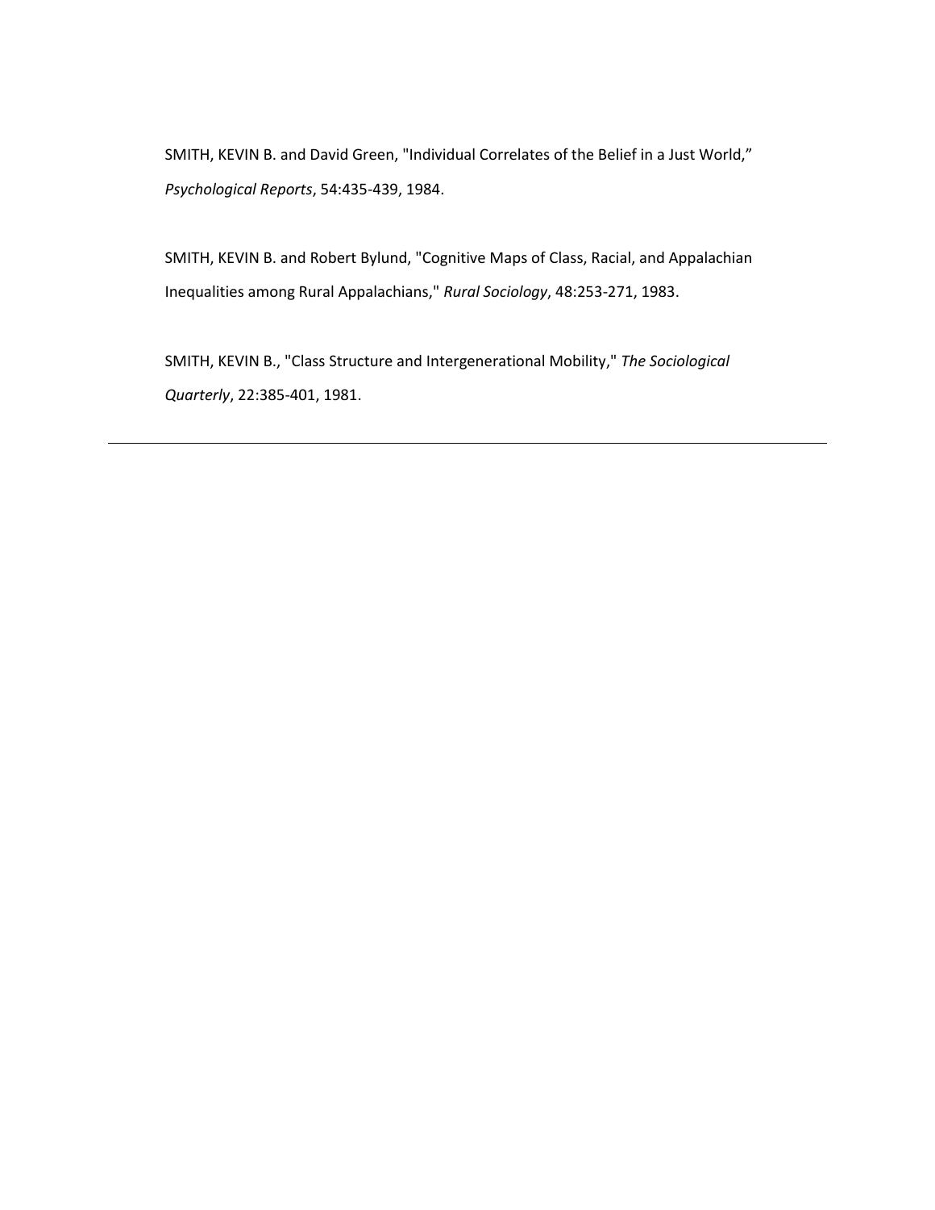SMITH, KEVIN B. and David Green, "Individual Correlates of the Belief in a Just World," *Psychological Reports*, 54:435-439, 1984.

SMITH, KEVIN B. and Robert Bylund, "Cognitive Maps of Class, Racial, and Appalachian Inequalities among Rural Appalachians," *Rural Sociology*, 48:253-271, 1983.

SMITH, KEVIN B., "Class Structure and Intergenerational Mobility," *The Sociological Quarterly*, 22:385-401, 1981.

---